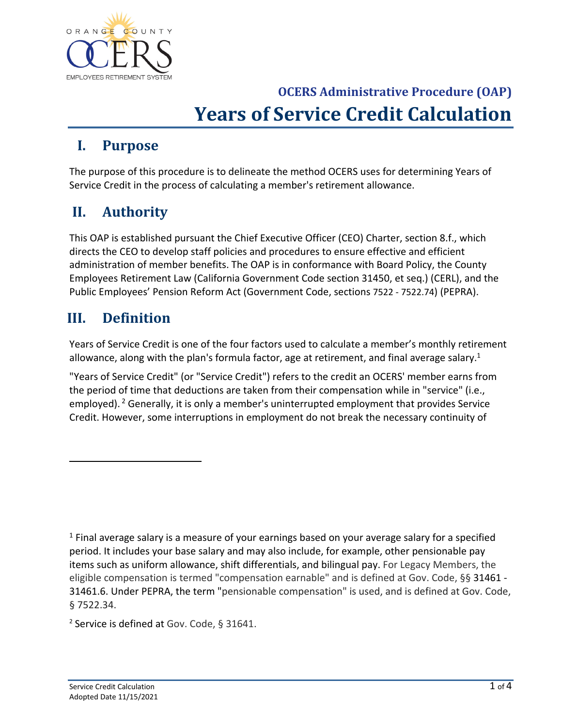## OCERS Administrative Procedure (OAP)

# Years of Service Credit Calculation

## I. Purpose

The purpose of this procedure is to delineate the method OCERS uses for determining Years of Service Credit in the process of calculating a member's retirement allowance.

## II. Authority

This OAP is established pursuant the Chief Executive Officer (CEO) Charter, section 8.f., which directs the CEO to develop staff policies and procedures to ensure effective and efficient administration of member benefits. The OAP is in conformance with Board Policy, the County Employees Retirement Law (California Government Code section 31450, et seq.) (CERL), and the Public Employees' Pension Reform Act (Government Code, sections 7522 - 7522.74) (PEPRA).

## III. Definition

Years of Service Credit is one of the four factors used to calculate a member's monthly retirement allowance, along with the plan's formula factor, age at retirement, and final average salary.[1]

"Years of Service Credit" (or "Service Credit") refers to the credit an OCERS' member earns from the period of time that deductions are taken from their compensation while in "service" (i.e., employed).[2] Generally, it is only a member's uninterrupted employment that provides Service Credit. However, some interruptions in employment do not break the necessary continuity of

---

[1] Final average salary is a measure of your earnings based on your average salary for a specified period. It includes your base salary and may also include, for example, other pensionable pay items such as uniform allowance, shift differentials, and bilingual pay. For Legacy Members, the eligible compensation is termed "compensation earnable" and is defined at Gov. Code, §§ 31461 - 31461.6. Under PEPRA, the term "pensionable compensation" is used, and is defined at Gov. Code, § 7522.34.

[2] Service is defined at Gov. Code, § 31641.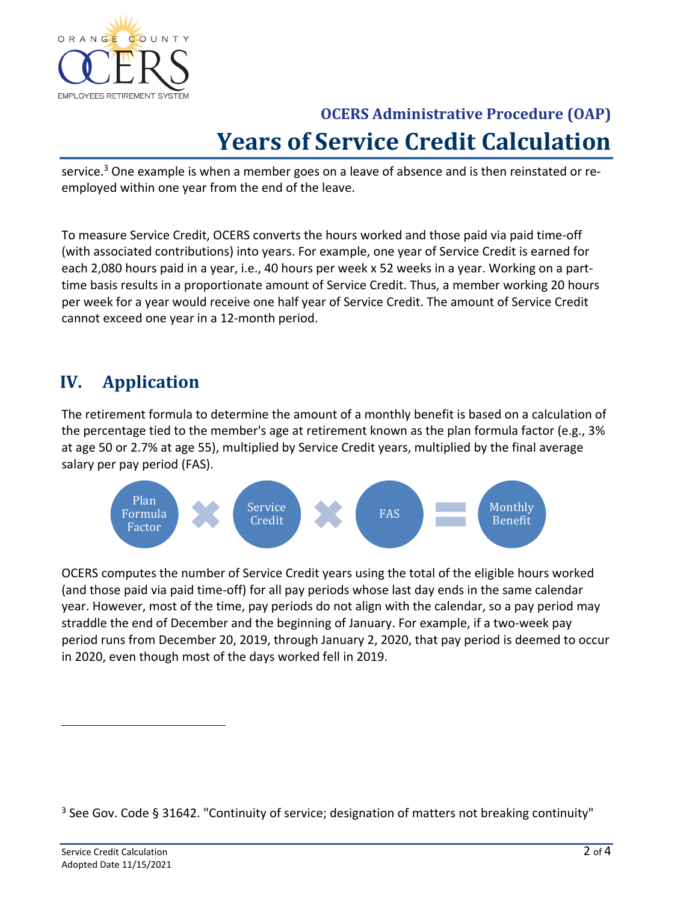service.[3] One example is when a member goes on a leave of absence and is then reinstated or re-employed within one year from the end of the leave.

To measure Service Credit, OCERS converts the hours worked and those paid via paid time-off (with associated contributions) into years. For example, one year of Service Credit is earned for each 2,080 hours paid in a year, i.e., 40 hours per week x 52 weeks in a year. Working on a part-time basis results in a proportionate amount of Service Credit. Thus, a member working 20 hours per week for a year would receive one half year of Service Credit. The amount of Service Credit cannot exceed one year in a 12-month period.

## IV. Application

The retirement formula to determine the amount of a monthly benefit is based on a calculation of the percentage tied to the member's age at retirement known as the plan formula factor (e.g., 3% at age 50 or 2.7% at age 55), multiplied by Service Credit years, multiplied by the final average salary per pay period (FAS).

Plan Formula Factor × Service Credit × FAS = Monthly Benefit

OCERS computes the number of Service Credit years using the total of the eligible hours worked (and those paid via paid time-off) for all pay periods whose last day ends in the same calendar year. However, most of the time, pay periods do not align with the calendar, so a pay period may straddle the end of December and the beginning of January. For example, if a two-week pay period runs from December 20, 2019, through January 2, 2020, that pay period is deemed to occur in 2020, even though most of the days worked fell in 2019.

---

[3] See Gov. Code § 31642. "Continuity of service; designation of matters not breaking continuity"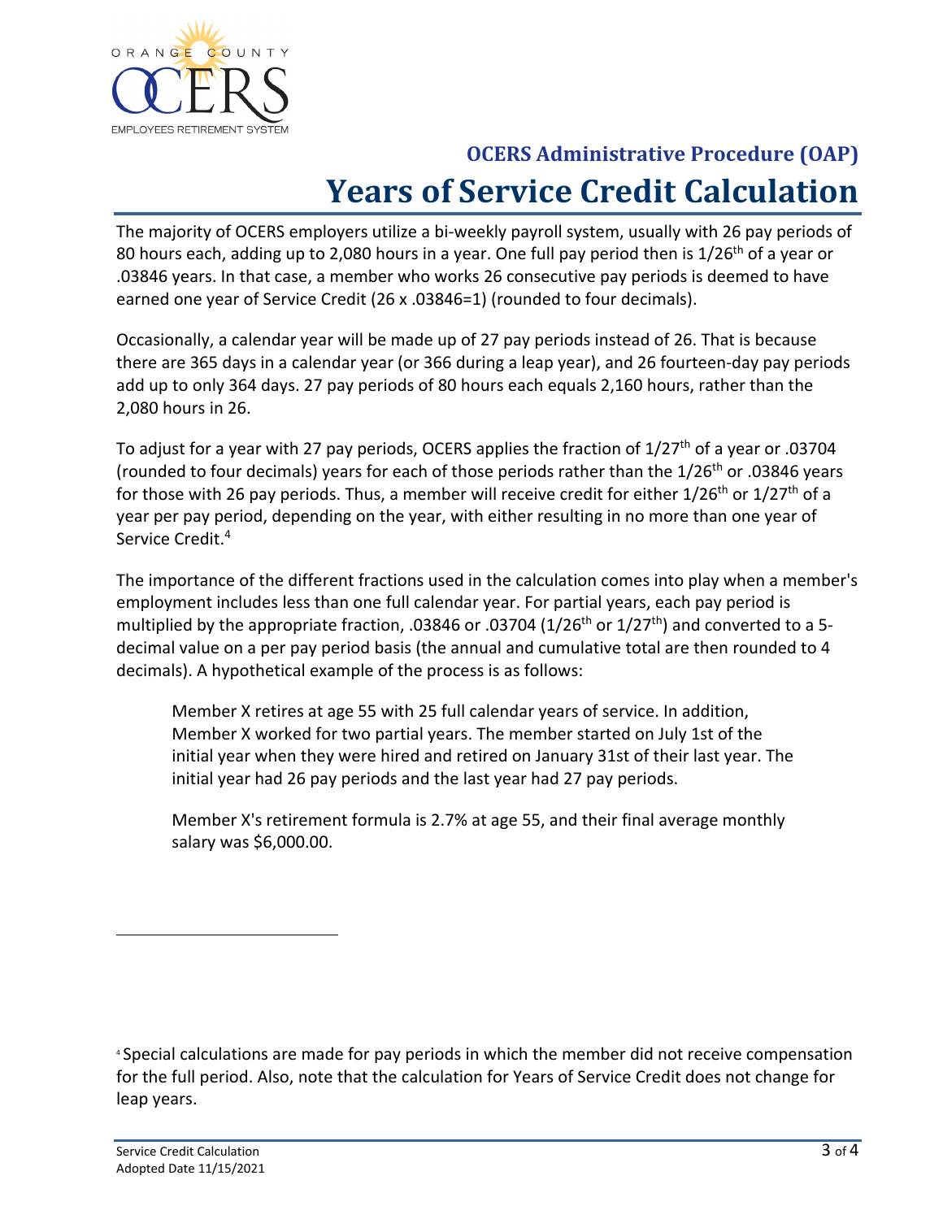# OCERS Administrative Procedure (OAP)

# Years of Service Credit Calculation

The majority of OCERS employers utilize a bi-weekly payroll system, usually with 26 pay periods of 80 hours each, adding up to 2,080 hours in a year. One full pay period then is 1/26th of a year or .03846 years. In that case, a member who works 26 consecutive pay periods is deemed to have earned one year of Service Credit (26 x .03846=1) (rounded to four decimals).

Occasionally, a calendar year will be made up of 27 pay periods instead of 26. That is because there are 365 days in a calendar year (or 366 during a leap year), and 26 fourteen-day pay periods add up to only 364 days. 27 pay periods of 80 hours each equals 2,160 hours, rather than the 2,080 hours in 26.

To adjust for a year with 27 pay periods, OCERS applies the fraction of 1/27th of a year or .03704 (rounded to four decimals) years for each of those periods rather than the 1/26th or .03846 years for those with 26 pay periods. Thus, a member will receive credit for either 1/26th or 1/27th of a year per pay period, depending on the year, with either resulting in no more than one year of Service Credit.[4]

The importance of the different fractions used in the calculation comes into play when a member's employment includes less than one full calendar year. For partial years, each pay period is multiplied by the appropriate fraction, .03846 or .03704 (1/26th or 1/27th) and converted to a 5-decimal value on a per pay period basis (the annual and cumulative total are then rounded to 4 decimals). A hypothetical example of the process is as follows:

> Member X retires at age 55 with 25 full calendar years of service. In addition, Member X worked for two partial years. The member started on July 1st of the initial year when they were hired and retired on January 31st of their last year. The initial year had 26 pay periods and the last year had 27 pay periods.
>
> Member X's retirement formula is 2.7% at age 55, and their final average monthly salary was $6,000.00.

---

[4] Special calculations are made for pay periods in which the member did not receive compensation for the full period. Also, note that the calculation for Years of Service Credit does not change for leap years.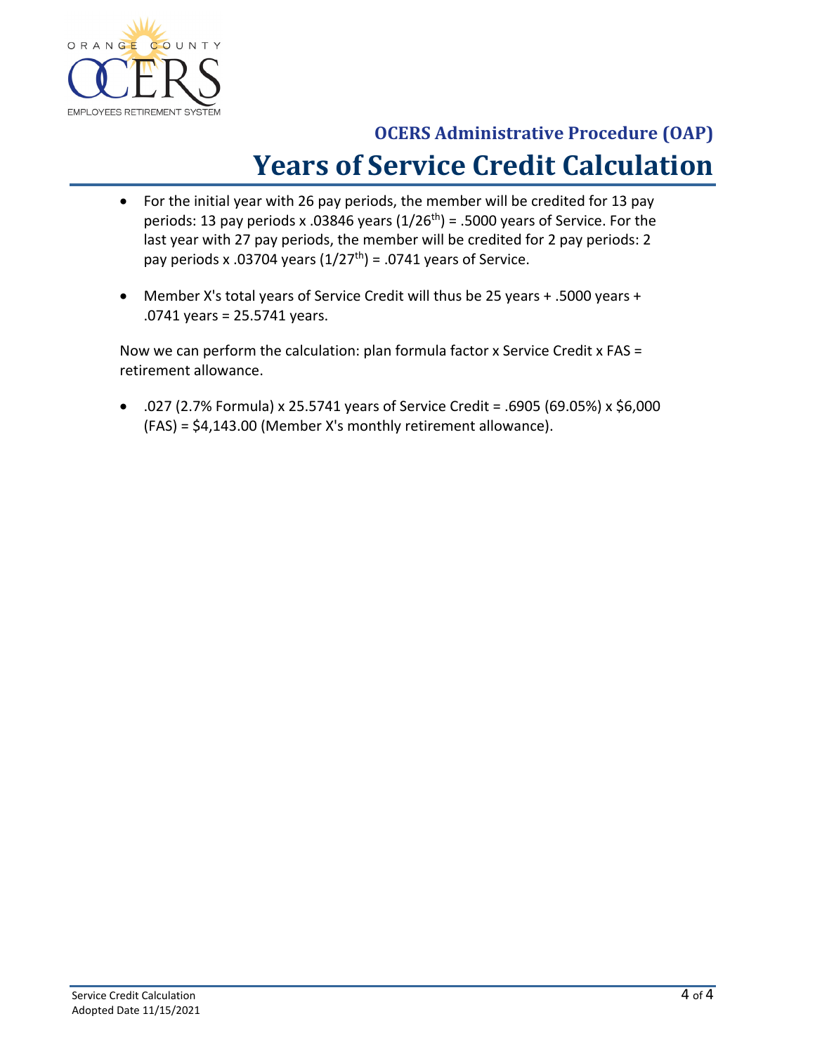- For the initial year with 26 pay periods, the member will be credited for 13 pay periods: 13 pay periods x .03846 years ($1/26^{th}$) = .5000 years of Service. For the last year with 27 pay periods, the member will be credited for 2 pay periods: 2 pay periods x .03704 years ($1/27^{th}$) = .0741 years of Service.

- Member X's total years of Service Credit will thus be 25 years + .5000 years + .0741 years = 25.5741 years.

Now we can perform the calculation: plan formula factor x Service Credit x FAS = retirement allowance.

- .027 (2.7% Formula) x 25.5741 years of Service Credit = .6905 (69.05%) x $6,000 (FAS) = $4,143.00 (Member X's monthly retirement allowance).